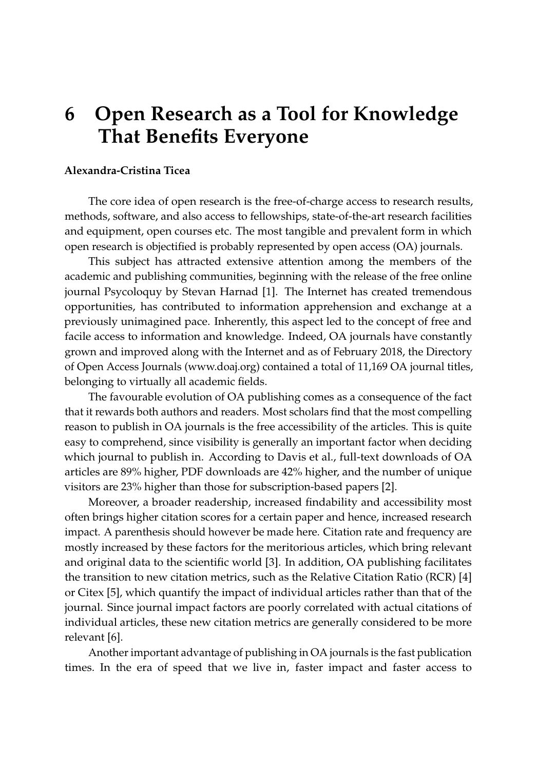# 6 Open Research as a Tool for Knowledge That Benefits Everyone

**Alexandra-Cristina Ticea**

The core idea of open research is the free-of-charge access to research results, methods, software, and also access to fellowships, state-of-the-art research facilities and equipment, open courses etc. The most tangible and prevalent form in which open research is objectified is probably represented by open access (OA) journals.

This subject has attracted extensive attention among the members of the academic and publishing communities, beginning with the release of the free online journal Psycoloquy by Stevan Harnad [1]. The Internet has created tremendous opportunities, has contributed to information apprehension and exchange at a previously unimagined pace. Inherently, this aspect led to the concept of free and facile access to information and knowledge. Indeed, OA journals have constantly grown and improved along with the Internet and as of February 2018, the Directory of Open Access Journals (www.doaj.org) contained a total of 11,169 OA journal titles, belonging to virtually all academic fields.

The favourable evolution of OA publishing comes as a consequence of the fact that it rewards both authors and readers. Most scholars find that the most compelling reason to publish in OA journals is the free accessibility of the articles. This is quite easy to comprehend, since visibility is generally an important factor when deciding which journal to publish in. According to Davis et al., full-text downloads of OA articles are 89% higher, PDF downloads are 42% higher, and the number of unique visitors are 23% higher than those for subscription-based papers [2].

Moreover, a broader readership, increased findability and accessibility most often brings higher citation scores for a certain paper and hence, increased research impact. A parenthesis should however be made here. Citation rate and frequency are mostly increased by these factors for the meritorious articles, which bring relevant and original data to the scientific world [3]. In addition, OA publishing facilitates the transition to new citation metrics, such as the Relative Citation Ratio (RCR) [4] or Citex [5], which quantify the impact of individual articles rather than that of the journal. Since journal impact factors are poorly correlated with actual citations of individual articles, these new citation metrics are generally considered to be more relevant [6].

Another important advantage of publishing in OA journals is the fast publication times. In the era of speed that we live in, faster impact and faster access to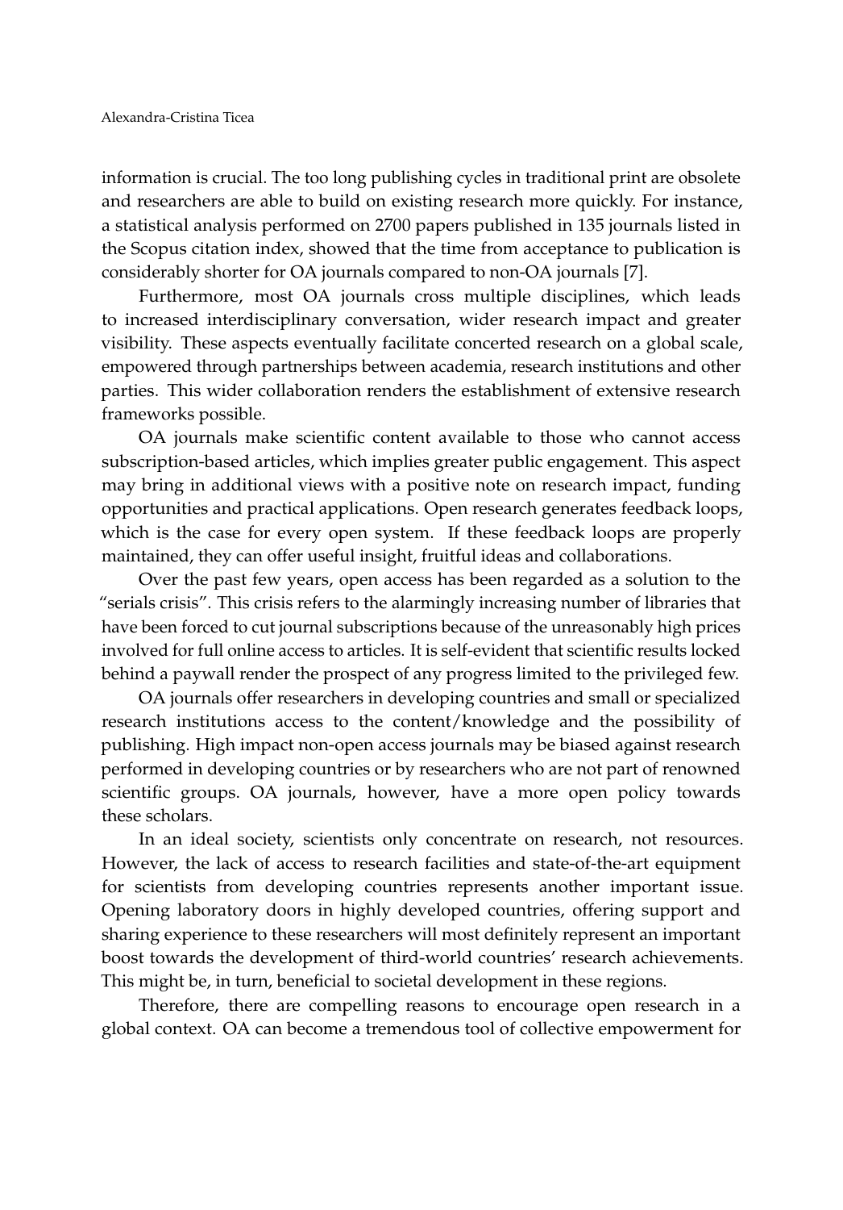information is crucial. The too long publishing cycles in traditional print are obsolete and researchers are able to build on existing research more quickly. For instance, a statistical analysis performed on 2700 papers published in 135 journals listed in the Scopus citation index, showed that the time from acceptance to publication is considerably shorter for OA journals compared to non-OA journals [7].

Furthermore, most OA journals cross multiple disciplines, which leads to increased interdisciplinary conversation, wider research impact and greater visibility. These aspects eventually facilitate concerted research on a global scale, empowered through partnerships between academia, research institutions and other parties. This wider collaboration renders the establishment of extensive research frameworks possible.

OA journals make scientific content available to those who cannot access subscription-based articles, which implies greater public engagement. This aspect may bring in additional views with a positive note on research impact, funding opportunities and practical applications. Open research generates feedback loops, which is the case for every open system. If these feedback loops are properly maintained, they can offer useful insight, fruitful ideas and collaborations.

Over the past few years, open access has been regarded as a solution to the "serials crisis". This crisis refers to the alarmingly increasing number of libraries that have been forced to cut journal subscriptions because of the unreasonably high prices involved for full online access to articles. It is self-evident that scientific results locked behind a paywall render the prospect of any progress limited to the privileged few.

OA journals offer researchers in developing countries and small or specialized research institutions access to the content/knowledge and the possibility of publishing. High impact non-open access journals may be biased against research performed in developing countries or by researchers who are not part of renowned scientific groups. OA journals, however, have a more open policy towards these scholars.

In an ideal society, scientists only concentrate on research, not resources. However, the lack of access to research facilities and state-of-the-art equipment for scientists from developing countries represents another important issue. Opening laboratory doors in highly developed countries, offering support and sharing experience to these researchers will most definitely represent an important boost towards the development of third-world countries' research achievements. This might be, in turn, beneficial to societal development in these regions.

Therefore, there are compelling reasons to encourage open research in a global context. OA can become a tremendous tool of collective empowerment for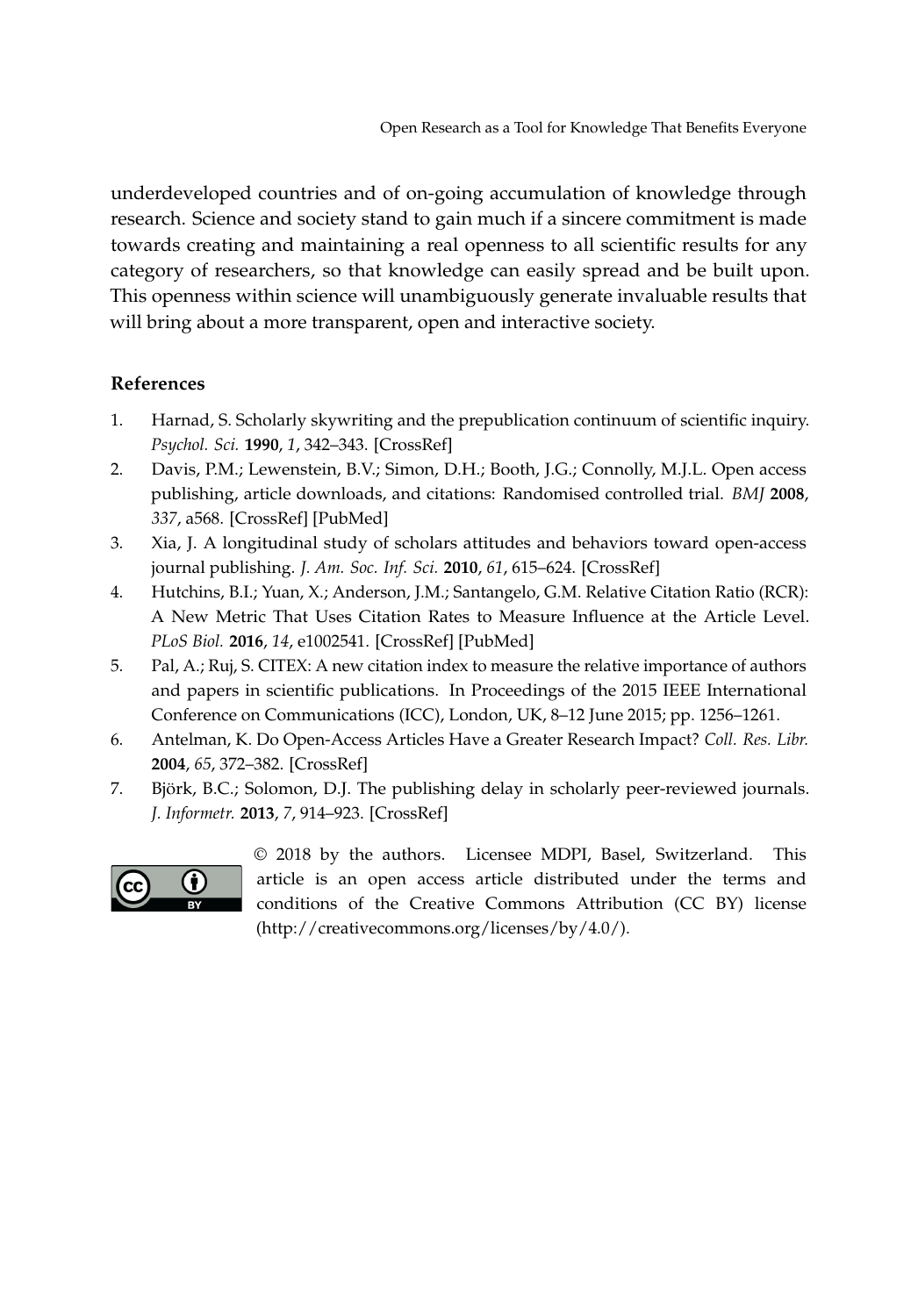underdeveloped countries and of on-going accumulation of knowledge through research. Science and society stand to gain much if a sincere commitment is made towards creating and maintaining a real openness to all scientific results for any category of researchers, so that knowledge can easily spread and be built upon. This openness within science will unambiguously generate invaluable results that will bring about a more transparent, open and interactive society.

## References

1. Harnad, S. Scholarly skywriting and the prepublication continuum of scientific inquiry. *Psychol. Sci.* **1990**, *1*, 342–343. [CrossRef]
2. Davis, P.M.; Lewenstein, B.V.; Simon, D.H.; Booth, J.G.; Connolly, M.J.L. Open access publishing, article downloads, and citations: Randomised controlled trial. *BMJ* **2008**, *337*, a568. [CrossRef] [PubMed]
3. Xia, J. A longitudinal study of scholars attitudes and behaviors toward open-access journal publishing. *J. Am. Soc. Inf. Sci.* **2010**, *61*, 615–624. [CrossRef]
4. Hutchins, B.I.; Yuan, X.; Anderson, J.M.; Santangelo, G.M. Relative Citation Ratio (RCR): A New Metric That Uses Citation Rates to Measure Influence at the Article Level. *PLoS Biol.* **2016**, *14*, e1002541. [CrossRef] [PubMed]
5. Pal, A.; Ruj, S. CITEX: A new citation index to measure the relative importance of authors and papers in scientific publications. In Proceedings of the 2015 IEEE International Conference on Communications (ICC), London, UK, 8–12 June 2015; pp. 1256–1261.
6. Antelman, K. Do Open-Access Articles Have a Greater Research Impact? *Coll. Res. Libr.* **2004**, *65*, 372–382. [CrossRef]
7. Björk, B.C.; Solomon, D.J. The publishing delay in scholarly peer-reviewed journals. *J. Informetr.* **2013**, *7*, 914–923. [CrossRef]

© 2018 by the authors. Licensee MDPI, Basel, Switzerland. This article is an open access article distributed under the terms and conditions of the Creative Commons Attribution (CC BY) license (http://creativecommons.org/licenses/by/4.0/).